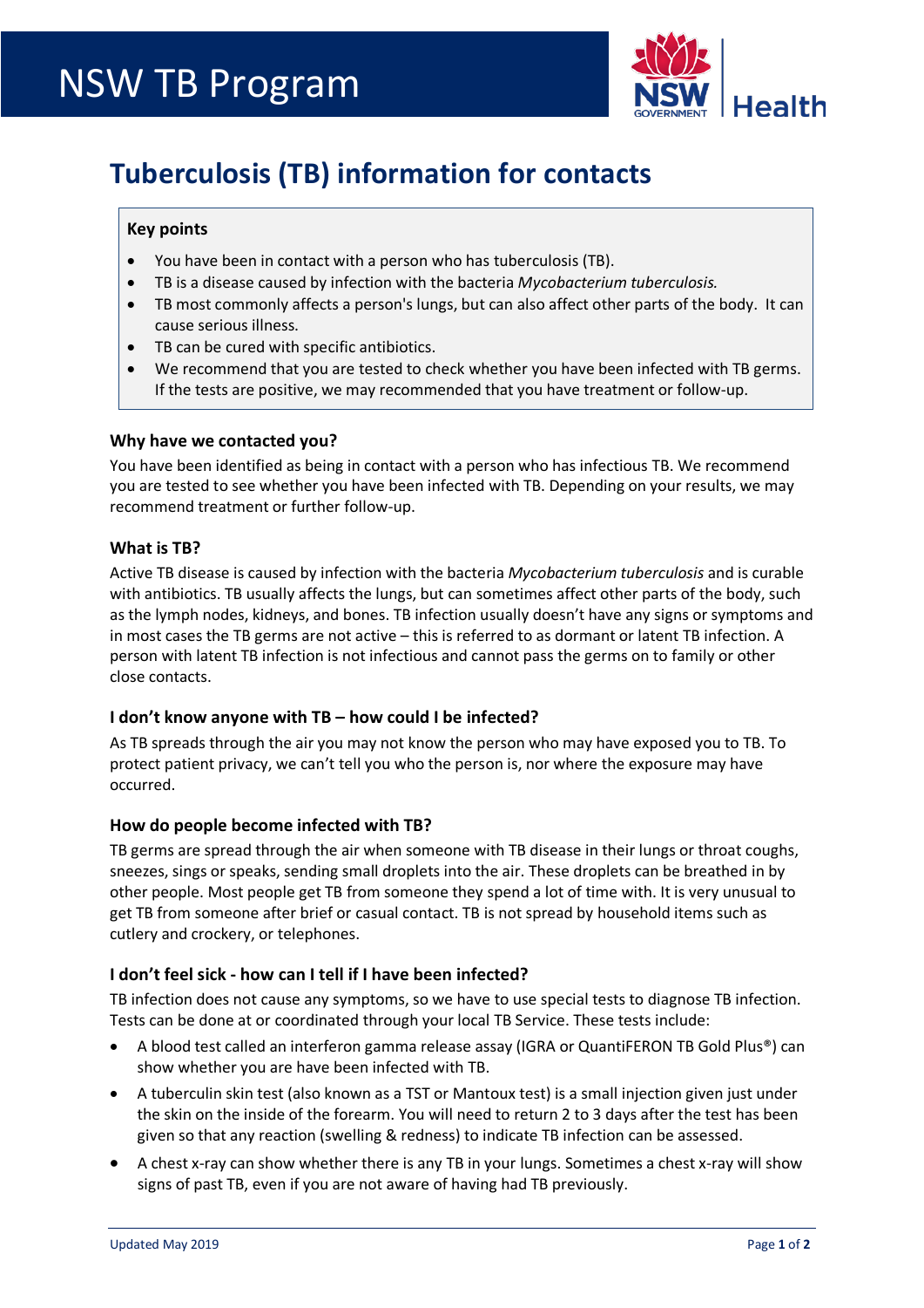# NSW TB Program

## Tuberculosis (TB) information for contacts

**Key points**

- You have been in contact with a person who has tuberculosis (TB).
- TB is a disease caused by infection with the bacteria *Mycobacterium tuberculosis.*
- TB most commonly affects a person's lungs, but can also affect other parts of the body. It can cause serious illness.
- TB can be cured with specific antibiotics.
- We recommend that you are tested to check whether you have been infected with TB germs. If the tests are positive, we may recommended that you have treatment or follow-up.

### Why have we contacted you?

You have been identified as being in contact with a person who has infectious TB. We recommend you are tested to see whether you have been infected with TB. Depending on your results, we may recommend treatment or further follow-up.

### What is TB?

Active TB disease is caused by infection with the bacteria *Mycobacterium tuberculosis* and is curable with antibiotics. TB usually affects the lungs, but can sometimes affect other parts of the body, such as the lymph nodes, kidneys, and bones. TB infection usually doesn't have any signs or symptoms and in most cases the TB germs are not active – this is referred to as dormant or latent TB infection. A person with latent TB infection is not infectious and cannot pass the germs on to family or other close contacts.

### I don't know anyone with TB – how could I be infected?

As TB spreads through the air you may not know the person who may have exposed you to TB. To protect patient privacy, we can't tell you who the person is, nor where the exposure may have occurred.

### How do people become infected with TB?

TB germs are spread through the air when someone with TB disease in their lungs or throat coughs, sneezes, sings or speaks, sending small droplets into the air. These droplets can be breathed in by other people. Most people get TB from someone they spend a lot of time with. It is very unusual to get TB from someone after brief or casual contact. TB is not spread by household items such as cutlery and crockery, or telephones.

### I don't feel sick - how can I tell if I have been infected?

TB infection does not cause any symptoms, so we have to use special tests to diagnose TB infection. Tests can be done at or coordinated through your local TB Service. These tests include:

- A blood test called an interferon gamma release assay (IGRA or QuantiFERON TB Gold Plus®) can show whether you are have been infected with TB.
- A tuberculin skin test (also known as a TST or Mantoux test) is a small injection given just under the skin on the inside of the forearm. You will need to return 2 to 3 days after the test has been given so that any reaction (swelling & redness) to indicate TB infection can be assessed.
- A chest x-ray can show whether there is any TB in your lungs. Sometimes a chest x-ray will show signs of past TB, even if you are not aware of having had TB previously.

Updated May 2019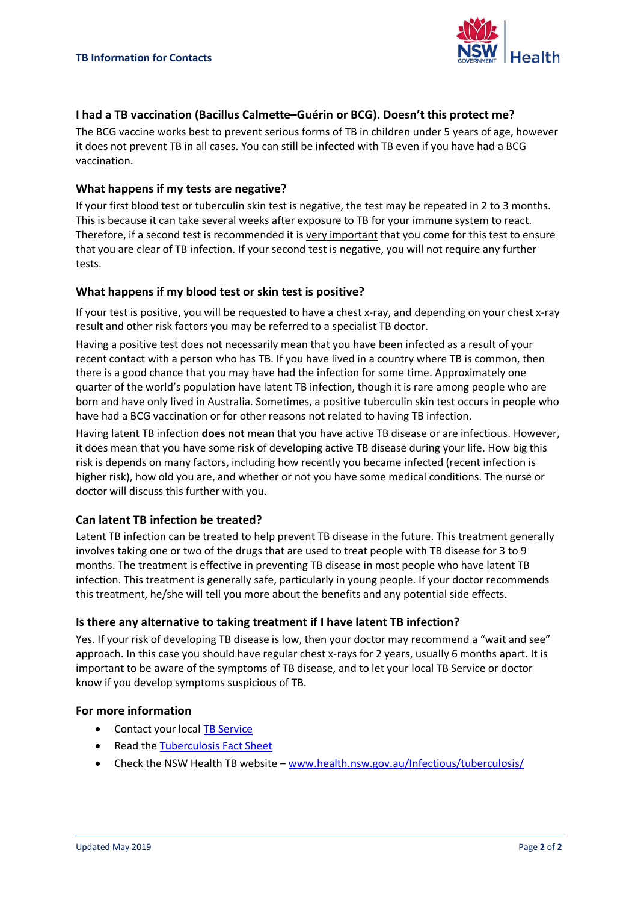### I had a TB vaccination (Bacillus Calmette–Guérin or BCG). Doesn't this protect me?

The BCG vaccine works best to prevent serious forms of TB in children under 5 years of age, however it does not prevent TB in all cases. You can still be infected with TB even if you have had a BCG vaccination.

### What happens if my tests are negative?

If your first blood test or tuberculin skin test is negative, the test may be repeated in 2 to 3 months. This is because it can take several weeks after exposure to TB for your immune system to react. Therefore, if a second test is recommended it is very important that you come for this test to ensure that you are clear of TB infection. If your second test is negative, you will not require any further tests.

### What happens if my blood test or skin test is positive?

If your test is positive, you will be requested to have a chest x-ray, and depending on your chest x-ray result and other risk factors you may be referred to a specialist TB doctor.

Having a positive test does not necessarily mean that you have been infected as a result of your recent contact with a person who has TB. If you have lived in a country where TB is common, then there is a good chance that you may have had the infection for some time. Approximately one quarter of the world's population have latent TB infection, though it is rare among people who are born and have only lived in Australia. Sometimes, a positive tuberculin skin test occurs in people who have had a BCG vaccination or for other reasons not related to having TB infection.

Having latent TB infection **does not** mean that you have active TB disease or are infectious. However, it does mean that you have some risk of developing active TB disease during your life. How big this risk is depends on many factors, including how recently you became infected (recent infection is higher risk), how old you are, and whether or not you have some medical conditions. The nurse or doctor will discuss this further with you.

### Can latent TB infection be treated?

Latent TB infection can be treated to help prevent TB disease in the future. This treatment generally involves taking one or two of the drugs that are used to treat people with TB disease for 3 to 9 months. The treatment is effective in preventing TB disease in most people who have latent TB infection. This treatment is generally safe, particularly in young people. If your doctor recommends this treatment, he/she will tell you more about the benefits and any potential side effects.

### Is there any alternative to taking treatment if I have latent TB infection?

Yes. If your risk of developing TB disease is low, then your doctor may recommend a "wait and see" approach. In this case you should have regular chest x-rays for 2 years, usually 6 months apart. It is important to be aware of the symptoms of TB disease, and to let your local TB Service or doctor know if you develop symptoms suspicious of TB.

### For more information

- Contact your local TB Service
- Read the Tuberculosis Fact Sheet
- Check the NSW Health TB website – www.health.nsw.gov.au/Infectious/tuberculosis/

Updated May 2019